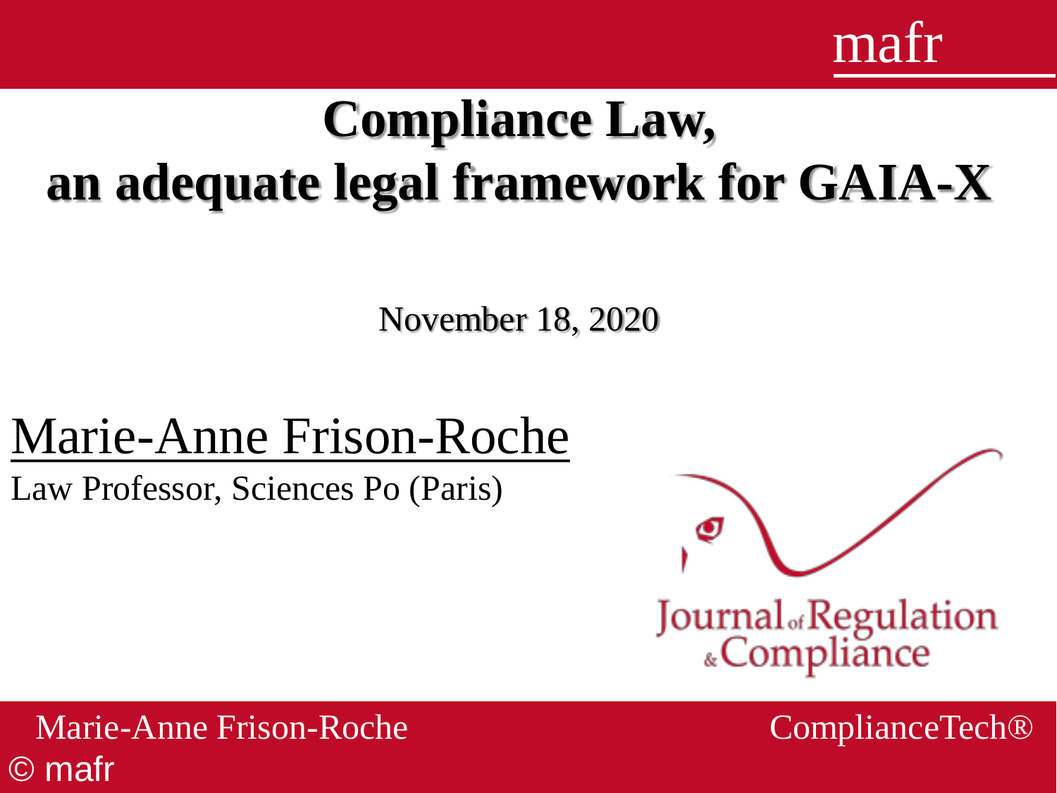# Compliance Law, an adequate legal framework for GAIA-X

November 18, 2020

Marie-Anne Frison-Roche

Law Professor, Sciences Po (Paris)

Journal of Regulation & Compliance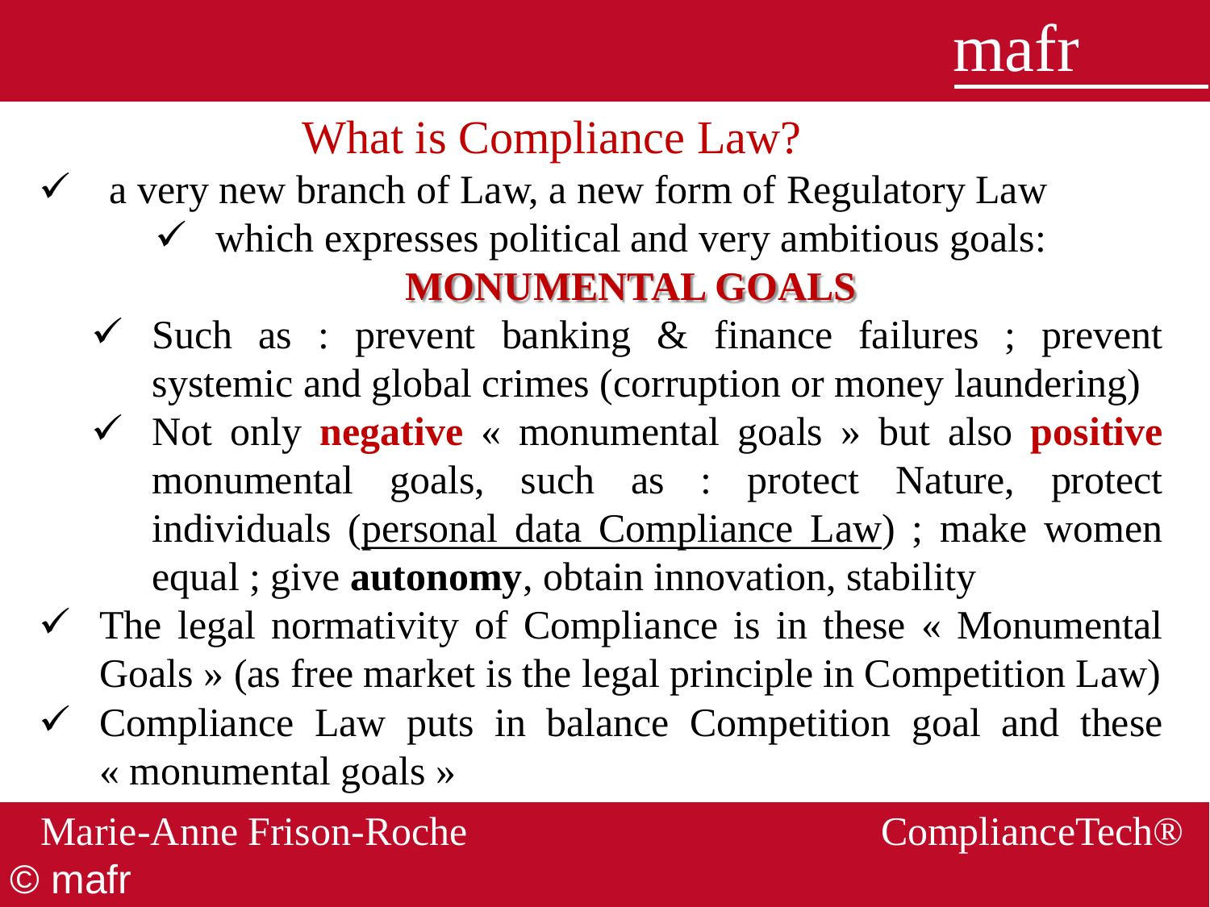# What is Compliance Law?

- a very new branch of Law, a new form of Regulatory Law
  - which expresses political and very ambitious goals:

**MONUMENTAL GOALS**

- Such as : prevent banking & finance failures ; prevent systemic and global crimes (corruption or money laundering)
- Not only **negative** « monumental goals » but also **positive** monumental goals, such as : protect Nature, protect individuals (personal data Compliance Law) ; make women equal ; give **autonomy**, obtain innovation, stability
- The legal normativity of Compliance is in these « Monumental Goals » (as free market is the legal principle in Competition Law)
- Compliance Law puts in balance Competition goal and these « monumental goals »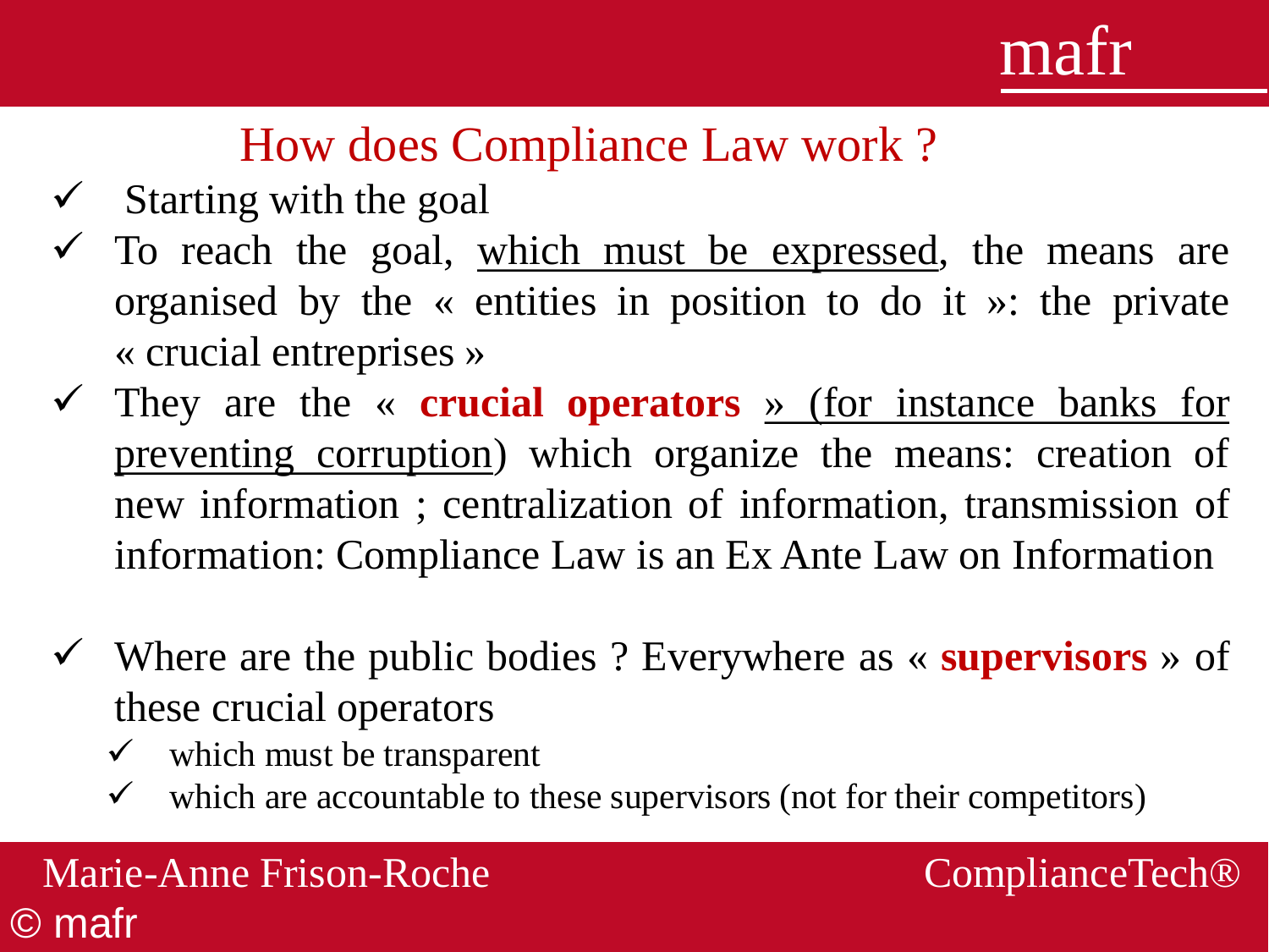## How does Compliance Law work ?

- ✓ Starting with the goal
- ✓ To reach the goal, which must be expressed, the means are organised by the « entities in position to do it »: the private « crucial entreprises »
- ✓ They are the « **crucial operators** » (for instance banks for preventing corruption) which organize the means: creation of new information ; centralization of information, transmission of information: Compliance Law is an Ex Ante Law on Information

- ✓ Where are the public bodies ? Everywhere as « **supervisors** » of these crucial operators
  - ✓ which must be transparent
  - ✓ which are accountable to these supervisors (not for their competitors)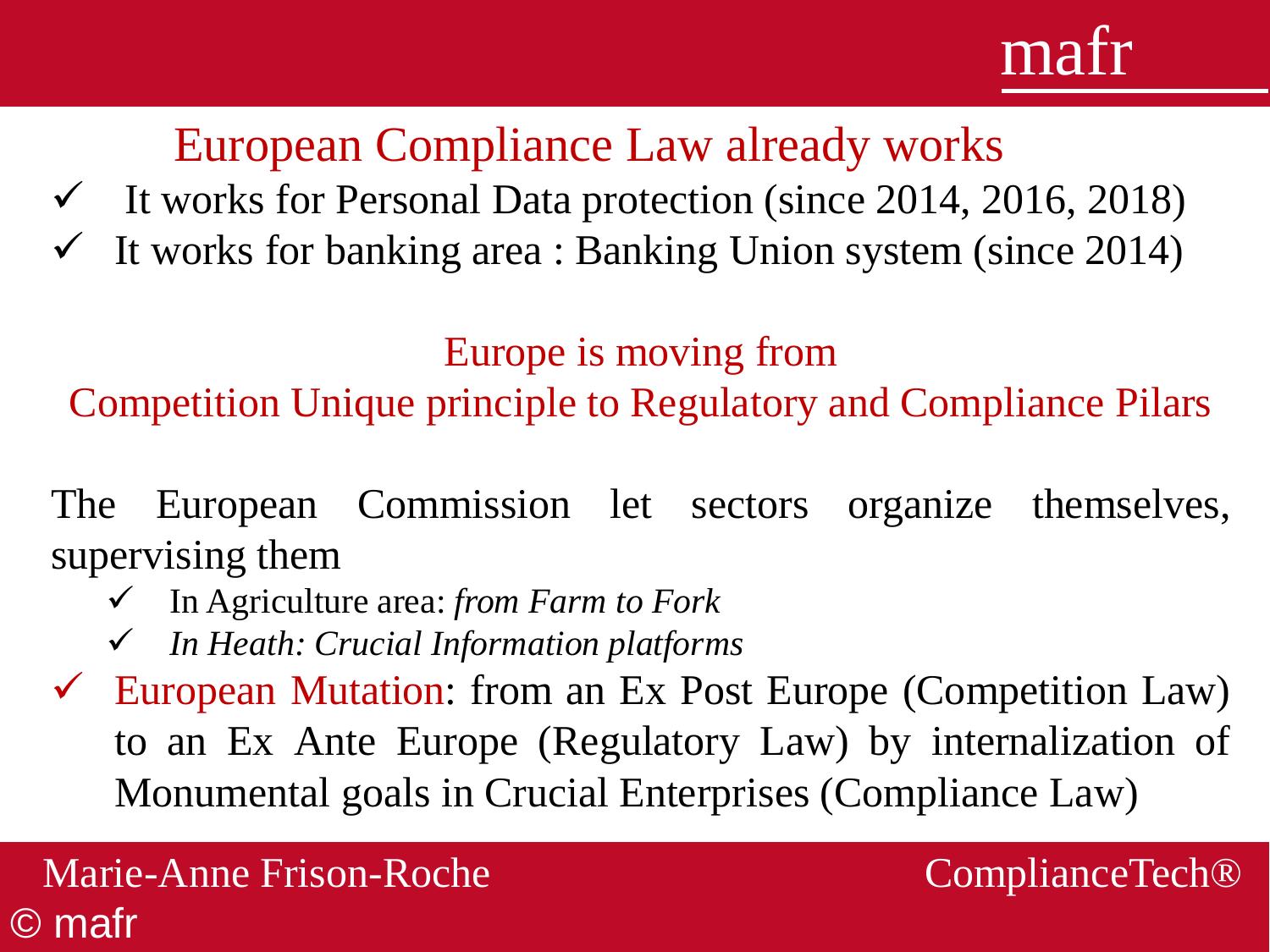## European Compliance Law already works

- ✓ It works for Personal Data protection (since 2014, 2016, 2018)
- ✓ It works for banking area : Banking Union system (since 2014)

Europe is moving from
Competition Unique principle to Regulatory and Compliance Pilars

The European Commission let sectors organize themselves, supervising them

  - ✓ In Agriculture area: *from Farm to Fork*
  - ✓ *In Heath: Crucial Information platforms*

- ✓ European Mutation: from an Ex Post Europe (Competition Law) to an Ex Ante Europe (Regulatory Law) by internalization of Monumental goals in Crucial Enterprises (Compliance Law)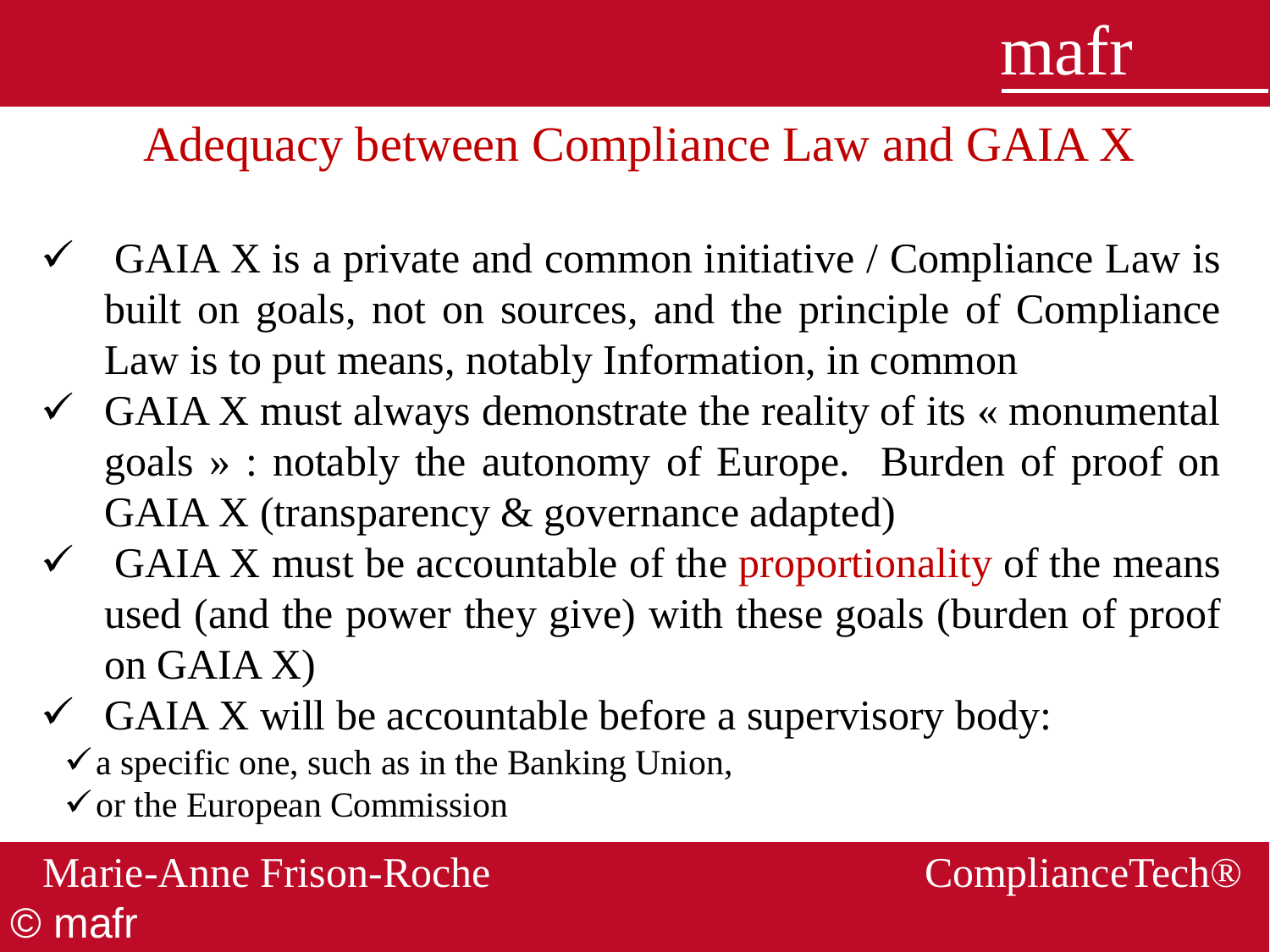## Adequacy between Compliance Law and GAIA X

- GAIA X is a private and common initiative / Compliance Law is built on goals, not on sources, and the principle of Compliance Law is to put means, notably Information, in common
- GAIA X must always demonstrate the reality of its « monumental goals » : notably the autonomy of Europe. Burden of proof on GAIA X (transparency & governance adapted)
- GAIA X must be accountable of the proportionality of the means used (and the power they give) with these goals (burden of proof on GAIA X)
- GAIA X will be accountable before a supervisory body:
  - a specific one, such as in the Banking Union,
  - or the European Commission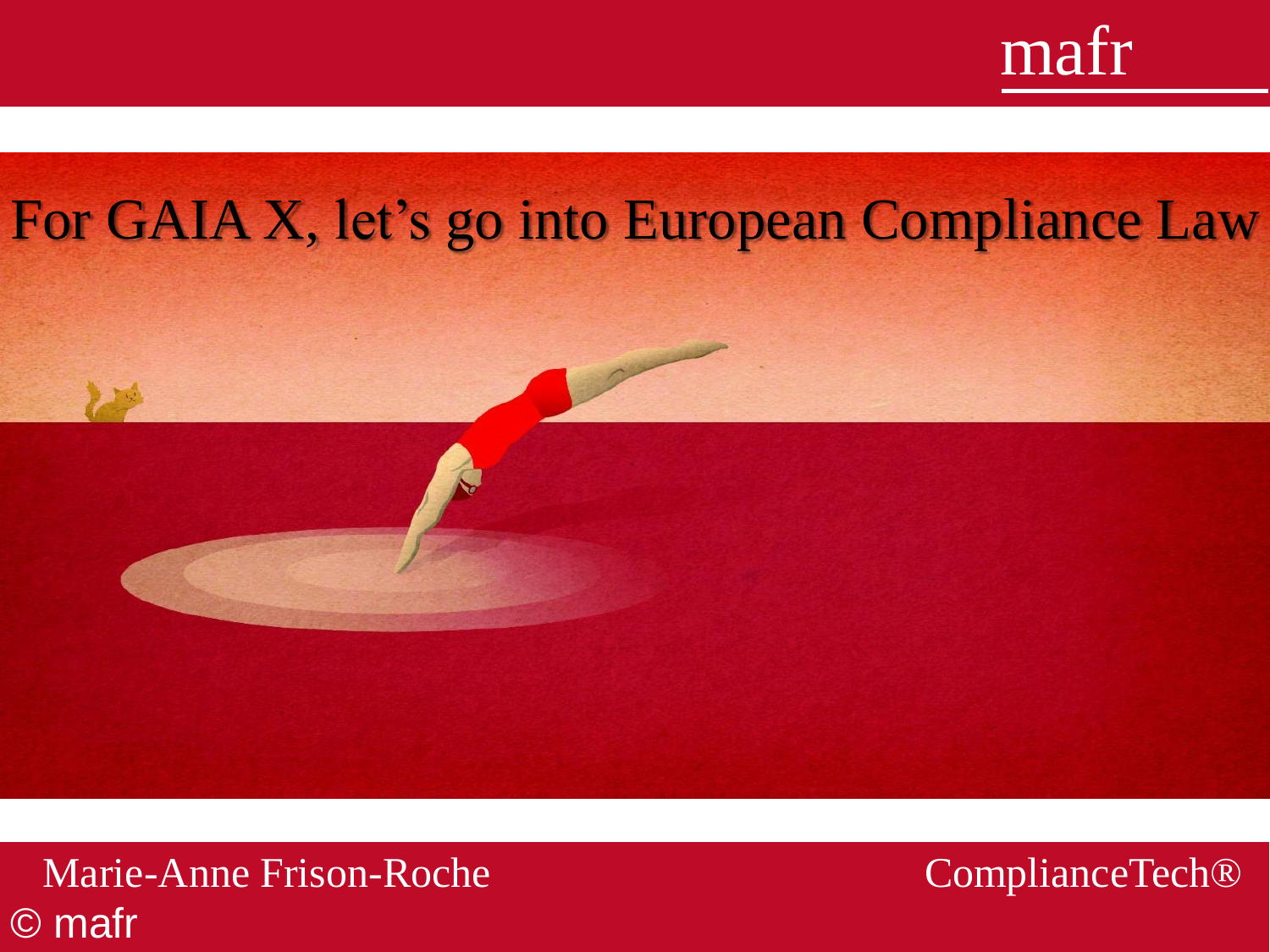# For GAIA X, let's go into European Compliance Law

Marie-Anne Frison-Roche

ComplianceTech®

© mafr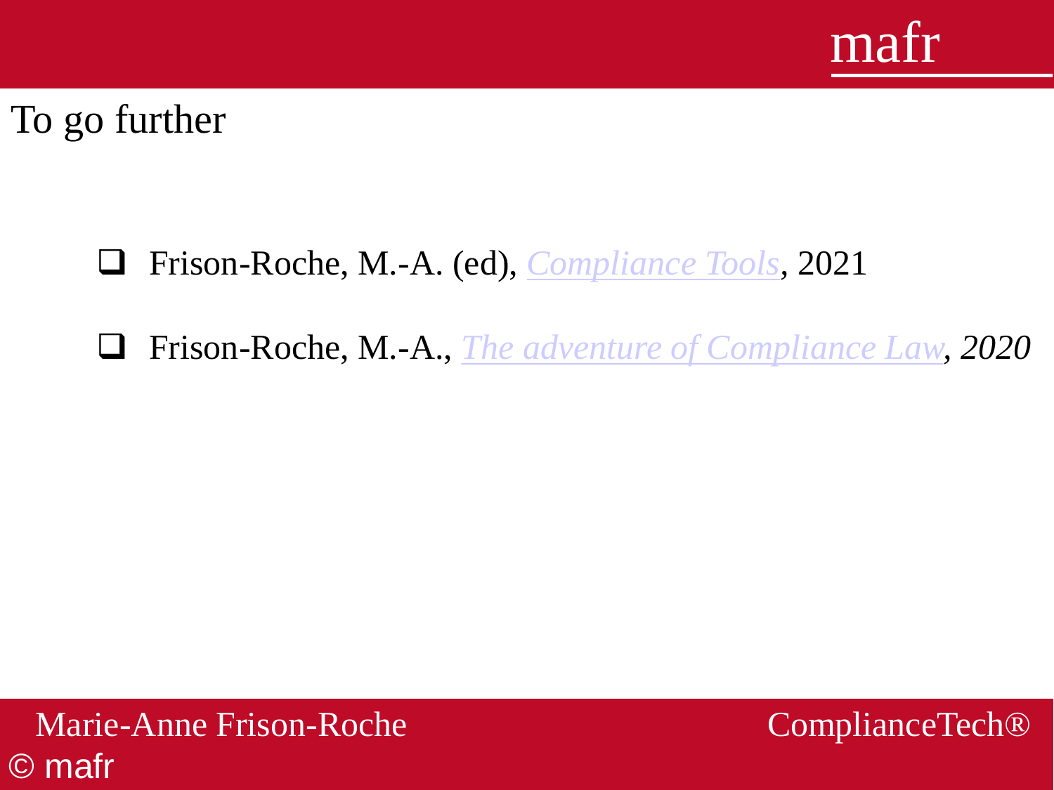# To go further

- Frison-Roche, M.-A. (ed), *Compliance Tools*, 2021
- Frison-Roche, M.-A., *The adventure of Compliance Law, 2020*